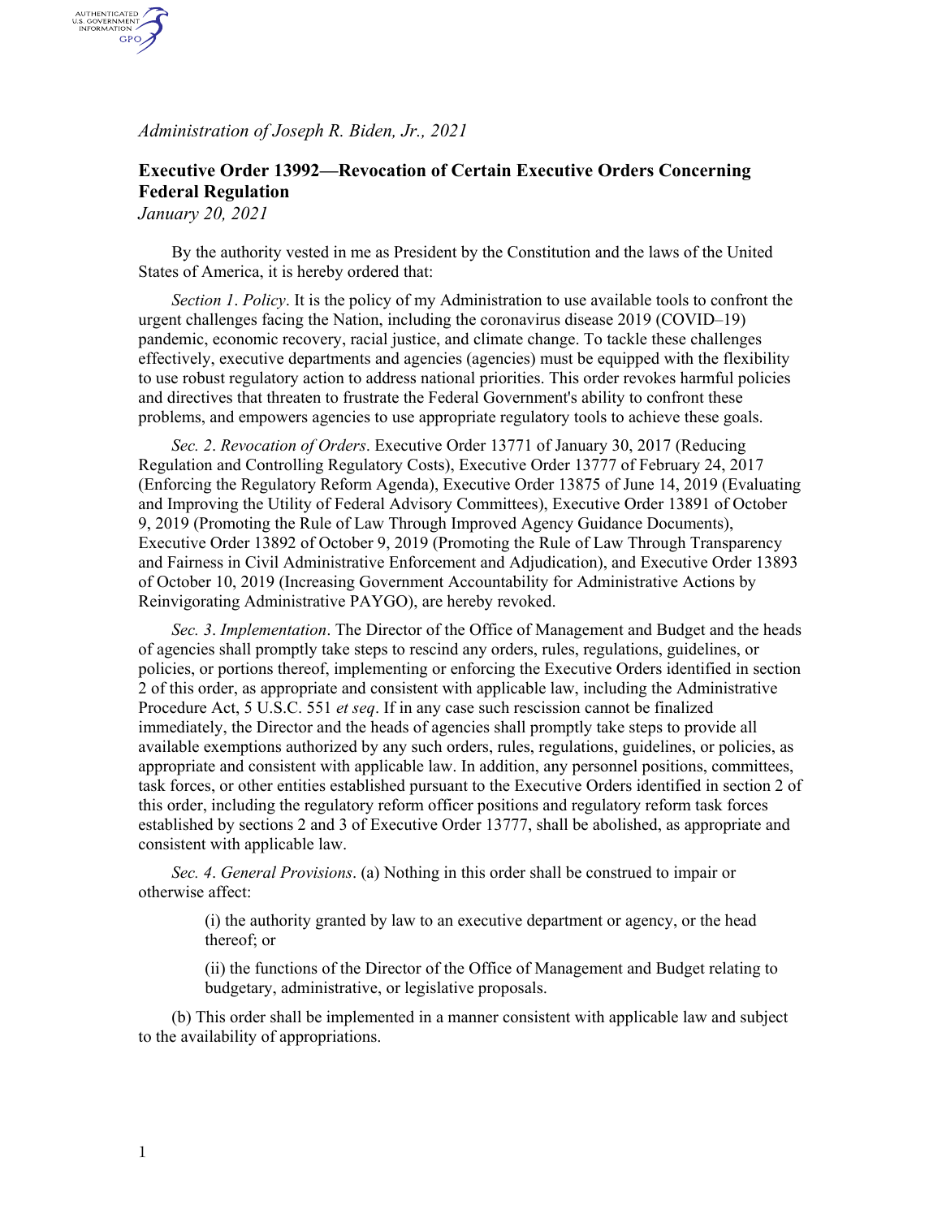*Administration of Joseph R. Biden, Jr., 2021*

# Executive Order 13992—Revocation of Certain Executive Orders Concerning Federal Regulation

*January 20, 2021*

By the authority vested in me as President by the Constitution and the laws of the United States of America, it is hereby ordered that:

*Section 1*. *Policy*. It is the policy of my Administration to use available tools to confront the urgent challenges facing the Nation, including the coronavirus disease 2019 (COVID–19) pandemic, economic recovery, racial justice, and climate change. To tackle these challenges effectively, executive departments and agencies (agencies) must be equipped with the flexibility to use robust regulatory action to address national priorities. This order revokes harmful policies and directives that threaten to frustrate the Federal Government's ability to confront these problems, and empowers agencies to use appropriate regulatory tools to achieve these goals.

*Sec. 2*. *Revocation of Orders*. Executive Order 13771 of January 30, 2017 (Reducing Regulation and Controlling Regulatory Costs), Executive Order 13777 of February 24, 2017 (Enforcing the Regulatory Reform Agenda), Executive Order 13875 of June 14, 2019 (Evaluating and Improving the Utility of Federal Advisory Committees), Executive Order 13891 of October 9, 2019 (Promoting the Rule of Law Through Improved Agency Guidance Documents), Executive Order 13892 of October 9, 2019 (Promoting the Rule of Law Through Transparency and Fairness in Civil Administrative Enforcement and Adjudication), and Executive Order 13893 of October 10, 2019 (Increasing Government Accountability for Administrative Actions by Reinvigorating Administrative PAYGO), are hereby revoked.

*Sec. 3*. *Implementation*. The Director of the Office of Management and Budget and the heads of agencies shall promptly take steps to rescind any orders, rules, regulations, guidelines, or policies, or portions thereof, implementing or enforcing the Executive Orders identified in section 2 of this order, as appropriate and consistent with applicable law, including the Administrative Procedure Act, 5 U.S.C. 551 *et seq*. If in any case such rescission cannot be finalized immediately, the Director and the heads of agencies shall promptly take steps to provide all available exemptions authorized by any such orders, rules, regulations, guidelines, or policies, as appropriate and consistent with applicable law. In addition, any personnel positions, committees, task forces, or other entities established pursuant to the Executive Orders identified in section 2 of this order, including the regulatory reform officer positions and regulatory reform task forces established by sections 2 and 3 of Executive Order 13777, shall be abolished, as appropriate and consistent with applicable law.

*Sec. 4*. *General Provisions*. (a) Nothing in this order shall be construed to impair or otherwise affect:

(i) the authority granted by law to an executive department or agency, or the head thereof; or

(ii) the functions of the Director of the Office of Management and Budget relating to budgetary, administrative, or legislative proposals.

(b) This order shall be implemented in a manner consistent with applicable law and subject to the availability of appropriations.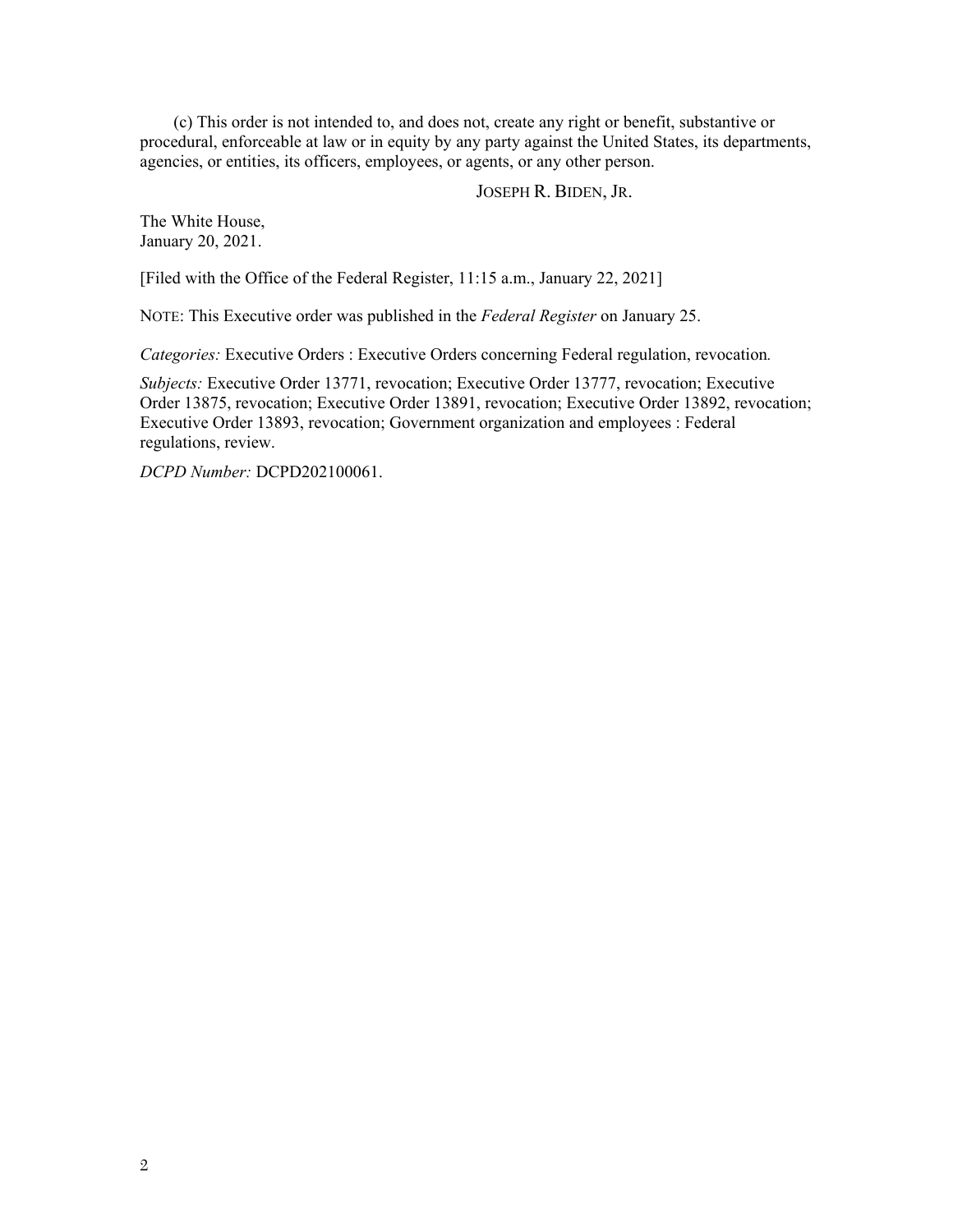(c) This order is not intended to, and does not, create any right or benefit, substantive or procedural, enforceable at law or in equity by any party against the United States, its departments, agencies, or entities, its officers, employees, or agents, or any other person.

JOSEPH R. BIDEN, JR.

The White House,
January 20, 2021.

[Filed with the Office of the Federal Register, 11:15 a.m., January 22, 2021]

NOTE: This Executive order was published in the *Federal Register* on January 25.

*Categories:* Executive Orders : Executive Orders concerning Federal regulation, revocation.

*Subjects:* Executive Order 13771, revocation; Executive Order 13777, revocation; Executive Order 13875, revocation; Executive Order 13891, revocation; Executive Order 13892, revocation; Executive Order 13893, revocation; Government organization and employees : Federal regulations, review.

*DCPD Number:* DCPD202100061.